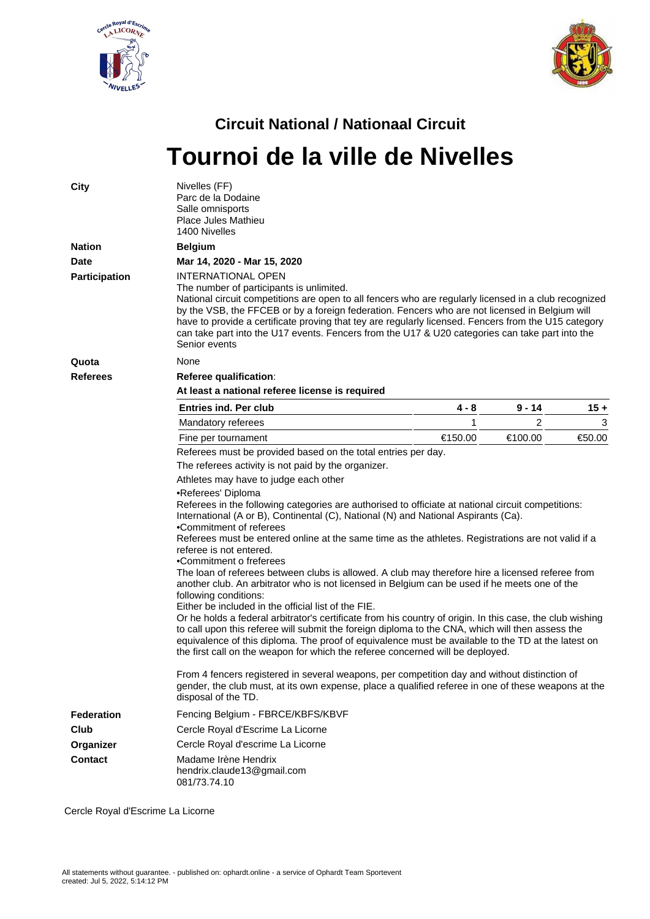## Circuit National / Nationaal Circuit

# Tournoi de la ville de Nivelles

**City**

Nivelles (FF)
Parc de la Dodaine
Salle omnisports
Place Jules Mathieu
1400 Nivelles

**Nation**

**Belgium**

**Date**

**Mar 14, 2020 - Mar 15, 2020**

**Participation**

INTERNATIONAL OPEN
The number of participants is unlimited.
National circuit competitions are open to all fencers who are regularly licensed in a club recognized by the VSB, the FFCEB or by a foreign federation. Fencers who are not licensed in Belgium will have to provide a certificate proving that tey are regularly licensed. Fencers from the U15 category can take part into the U17 events. Fencers from the U17 & U20 categories can take part into the Senior events

**Quota**

None

**Referees**

**Referee qualification**:

**At least a national referee license is required**

| Entries ind. Per club | 4 - 8 | 9 - 14 | 15 + |
|---|---|---|---|
| Mandatory referees | 1 | 2 | 3 |
| Fine per tournament | €150.00 | €100.00 | €50.00 |

Referees must be provided based on the total entries per day.

The referees activity is not paid by the organizer.

Athletes may have to judge each other

•Referees' Diploma
Referees in the following categories are authorised to officiate at national circuit competitions: International (A or B), Continental (C), National (N) and National Aspirants (Ca).
•Commitment of referees
Referees must be entered online at the same time as the athletes. Registrations are not valid if a referee is not entered.
•Commitment o freferees
The loan of referees between clubs is allowed. A club may therefore hire a licensed referee from another club. An arbitrator who is not licensed in Belgium can be used if he meets one of the following conditions:
Either be included in the official list of the FIE.
Or he holds a federal arbitrator's certificate from his country of origin. In this case, the club wishing to call upon this referee will submit the foreign diploma to the CNA, which will then assess the equivalence of this diploma. The proof of equivalence must be available to the TD at the latest on the first call on the weapon for which the referee concerned will be deployed.

From 4 fencers registered in several weapons, per competition day and without distinction of gender, the club must, at its own expense, place a qualified referee in one of these weapons at the disposal of the TD.

**Federation**

Fencing Belgium - FBRCE/KBFS/KBVF

**Club**

Cercle Royal d'Escrime La Licorne

**Organizer**

Cercle Royal d'escrime La Licorne

**Contact**

Madame Irène Hendrix
hendrix.claude13@gmail.com
081/73.74.10

Cercle Royal d'Escrime La Licorne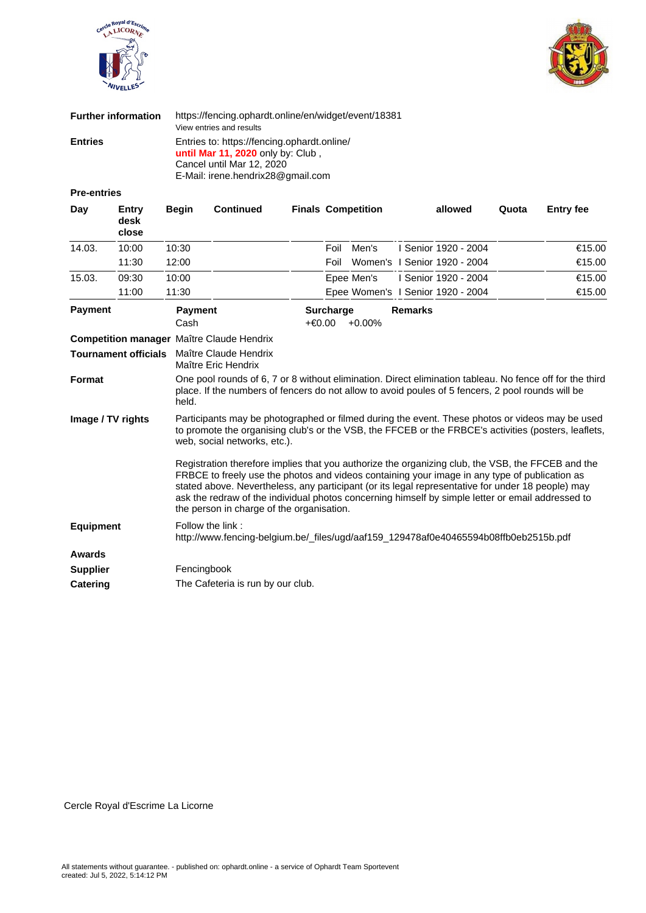| | |
|---|---|
| **Further information** | https://fencing.ophardt.online/en/widget/event/18381<br>View entries and results |
| **Entries** | Entries to: https://fencing.ophardt.online/<br>**until Mar 11, 2020** only by: Club ,<br>Cancel until Mar 12, 2020<br>E-Mail: irene.hendrix28@gmail.com |

**Pre-entries**

| Day | Entry desk close | Begin | Continued | Finals | Competition | | | allowed | Quota | Entry fee |
|---|---|---|---|---|---|---|---|---|---|---|
| 14.03. | 10:00 | 10:30 | | | Foil | Men's | I | Senior 1920 - 2004 | | €15.00 |
| | 11:30 | 12:00 | | | Foil | Women's | I | Senior 1920 - 2004 | | €15.00 |
| 15.03. | 09:30 | 10:00 | | | Epee | Men's | I | Senior 1920 - 2004 | | €15.00 |
| | 11:00 | 11:30 | | | Epee | Women's | I | Senior 1920 - 2004 | | €15.00 |

| **Payment** | **Payment** | **Surcharge** | | **Remarks** |
|---|---|---|---|---|
| | Cash | +€0.00 | +0.00% | |

**Competition manager** Maître Claude Hendrix

**Tournament officials** Maître Claude Hendrix
Maître Eric Hendrix

**Format**
One pool rounds of 6, 7 or 8 without elimination. Direct elimination tableau. No fence off for the third place. If the numbers of fencers do not allow to avoid poules of 5 fencers, 2 pool rounds will be held.

**Image / TV rights**
Participants may be photographed or filmed during the event. These photos or videos may be used to promote the organising club's or the VSB, the FFCEB or the FRBCE's activities (posters, leaflets, web, social networks, etc.).

Registration therefore implies that you authorize the organizing club, the VSB, the FFCEB and the FRBCE to freely use the photos and videos containing your image in any type of publication as stated above. Nevertheless, any participant (or its legal representative for under 18 people) may ask the redraw of the individual photos concerning himself by simple letter or email addressed to the person in charge of the organisation.

**Equipment**
Follow the link :
http://www.fencing-belgium.be/_files/ugd/aaf159_129478af0e40465594b08ffb0eb2515b.pdf

**Awards**

**Supplier** Fencingbook

**Catering** The Cafeteria is run by our club.

Cercle Royal d'Escrime La Licorne